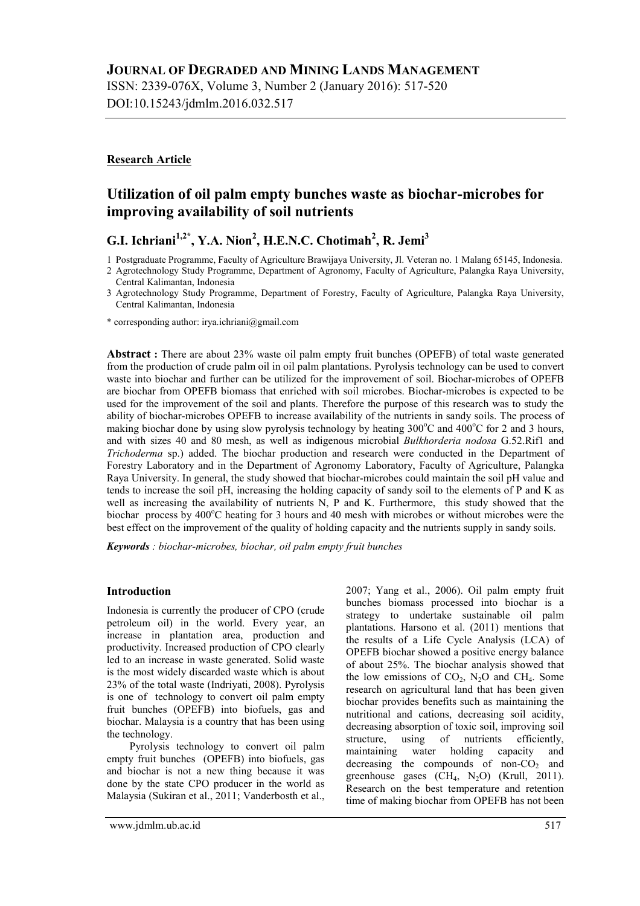# JOURNAL OF DEGRADED AND MINING LANDS MANAGEMENT

ISSN: 2339-076X, Volume 3, Number 2 (January 2016): 517-520
DOI:10.15243/jdmlm.2016.032.517

**Research Article**

## Utilization of oil palm empty bunches waste as biochar-microbes for improving availability of soil nutrients

**G.I. Ichriani[1,2*], Y.A. Nion[2], H.E.N.C. Chotimah[2], R. Jemi[3]**

1 Postgraduate Programme, Faculty of Agriculture Brawijaya University, Jl. Veteran no. 1 Malang 65145, Indonesia.
2 Agrotechnology Study Programme, Department of Agronomy, Faculty of Agriculture, Palangka Raya University, Central Kalimantan, Indonesia
3 Agrotechnology Study Programme, Department of Forestry, Faculty of Agriculture, Palangka Raya University, Central Kalimantan, Indonesia

* corresponding author: irya.ichriani@gmail.com

**Abstract :** There are about 23% waste oil palm empty fruit bunches (OPEFB) of total waste generated from the production of crude palm oil in oil palm plantations. Pyrolysis technology can be used to convert waste into biochar and further can be utilized for the improvement of soil. Biochar-microbes of OPEFB are biochar from OPEFB biomass that enriched with soil microbes. Biochar-microbes is expected to be used for the improvement of the soil and plants. Therefore the purpose of this research was to study the ability of biochar-microbes OPEFB to increase availability of the nutrients in sandy soils. The process of making biochar done by using slow pyrolysis technology by heating 300°C and 400°C for 2 and 3 hours, and with sizes 40 and 80 mesh, as well as indigenous microbial *Bulkhorderia nodosa* G.52.Rif1 and *Trichoderma* sp.) added. The biochar production and research were conducted in the Department of Forestry Laboratory and in the Department of Agronomy Laboratory, Faculty of Agriculture, Palangka Raya University. In general, the study showed that biochar-microbes could maintain the soil pH value and tends to increase the soil pH, increasing the holding capacity of sandy soil to the elements of P and K as well as increasing the availability of nutrients N, P and K. Furthermore, this study showed that the biochar process by 400°C heating for 3 hours and 40 mesh with microbes or without microbes were the best effect on the improvement of the quality of holding capacity and the nutrients supply in sandy soils.

***Keywords** : biochar-microbes, biochar, oil palm empty fruit bunches*

### Introduction

Indonesia is currently the producer of CPO (crude petroleum oil) in the world. Every year, an increase in plantation area, production and productivity. Increased production of CPO clearly led to an increase in waste generated. Solid waste is the most widely discarded waste which is about 23% of the total waste (Indriyati, 2008). Pyrolysis is one of technology to convert oil palm empty fruit bunches (OPEFB) into biofuels, gas and biochar. Malaysia is a country that has been using the technology.

Pyrolysis technology to convert oil palm empty fruit bunches (OPEFB) into biofuels, gas and biochar is not a new thing because it was done by the state CPO producer in the world as Malaysia (Sukiran et al., 2011; Vanderbosth et al., 2007; Yang et al., 2006). Oil palm empty fruit bunches biomass processed into biochar is a strategy to undertake sustainable oil palm plantations. Harsono et al. (2011) mentions that the results of a Life Cycle Analysis (LCA) of OPEFB biochar showed a positive energy balance of about 25%. The biochar analysis showed that the low emissions of $CO_2$, $N_2O$ and $CH_4$. Some research on agricultural land that has been given biochar provides benefits such as maintaining the nutritional and cations, decreasing soil acidity, decreasing absorption of toxic soil, improving soil structure, using of nutrients efficiently, maintaining water holding capacity and decreasing the compounds of non-$CO_2$ and greenhouse gases ($CH_4$, $N_2O$) (Krull, 2011). Research on the best temperature and retention time of making biochar from OPEFB has not been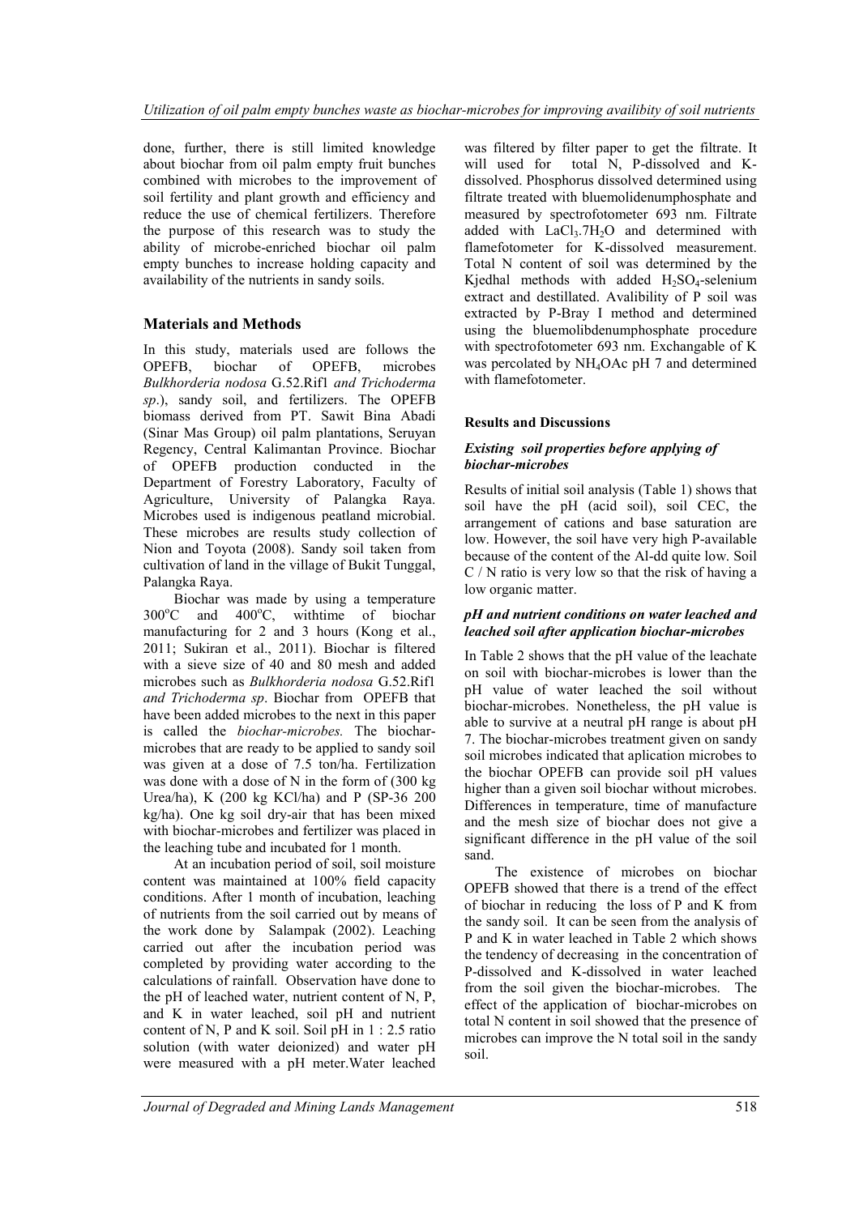done, further, there is still limited knowledge about biochar from oil palm empty fruit bunches combined with microbes to the improvement of soil fertility and plant growth and efficiency and reduce the use of chemical fertilizers. Therefore the purpose of this research was to study the ability of microbe-enriched biochar oil palm empty bunches to increase holding capacity and availability of the nutrients in sandy soils.

## Materials and Methods

In this study, materials used are follows the OPEFB, biochar of OPEFB, microbes *Bulkhorderia nodosa* G.52.Rif1 *and Trichoderma sp*.), sandy soil, and fertilizers. The OPEFB biomass derived from PT. Sawit Bina Abadi (Sinar Mas Group) oil palm plantations, Seruyan Regency, Central Kalimantan Province. Biochar of OPEFB production conducted in the Department of Forestry Laboratory, Faculty of Agriculture, University of Palangka Raya. Microbes used is indigenous peatland microbial. These microbes are results study collection of Nion and Toyota (2008). Sandy soil taken from cultivation of land in the village of Bukit Tunggal, Palangka Raya.

Biochar was made by using a temperature 300°C and 400°C, withtime of biochar manufacturing for 2 and 3 hours (Kong et al., 2011; Sukiran et al., 2011). Biochar is filtered with a sieve size of 40 and 80 mesh and added microbes such as *Bulkhorderia nodosa* G.52.Rif1 *and Trichoderma sp*. Biochar from OPEFB that have been added microbes to the next in this paper is called the *biochar-microbes.* The biochar-microbes that are ready to be applied to sandy soil was given at a dose of 7.5 ton/ha. Fertilization was done with a dose of N in the form of (300 kg Urea/ha), K (200 kg KCl/ha) and P (SP-36 200 kg/ha). One kg soil dry-air that has been mixed with biochar-microbes and fertilizer was placed in the leaching tube and incubated for 1 month.

At an incubation period of soil, soil moisture content was maintained at 100% field capacity conditions. After 1 month of incubation, leaching of nutrients from the soil carried out by means of the work done by Salampak (2002). Leaching carried out after the incubation period was completed by providing water according to the calculations of rainfall. Observation have done to the pH of leached water, nutrient content of N, P, and K in water leached, soil pH and nutrient content of N, P and K soil. Soil pH in 1 : 2.5 ratio solution (with water deionized) and water pH were measured with a pH meter.Water leached was filtered by filter paper to get the filtrate. It will used for total N, P-dissolved and K-dissolved. Phosphorus dissolved determined using filtrate treated with bluemolidenumphosphate and measured by spectrofotometer 693 nm. Filtrate added with $LaCl_3.7H_2O$ and determined with flamefotometer for K-dissolved measurement. Total N content of soil was determined by the Kjedhal methods with added $H_2SO_4$-selenium extract and destillated. Avalibility of P soil was extracted by P-Bray I method and determined using the bluemolibdenumphosphate procedure with spectrofotometer 693 nm. Exchangable of K was percolated by $NH_4OAc$ pH 7 and determined with flamefotometer.

## Results and Discussions

### *Existing soil properties before applying of biochar-microbes*

Results of initial soil analysis (Table 1) shows that soil have the pH (acid soil), soil CEC, the arrangement of cations and base saturation are low. However, the soil have very high P-available because of the content of the Al-dd quite low. Soil C / N ratio is very low so that the risk of having a low organic matter.

### *pH and nutrient conditions on water leached and leached soil after application biochar-microbes*

In Table 2 shows that the pH value of the leachate on soil with biochar-microbes is lower than the pH value of water leached the soil without biochar-microbes. Nonetheless, the pH value is able to survive at a neutral pH range is about pH 7. The biochar-microbes treatment given on sandy soil microbes indicated that aplication microbes to the biochar OPEFB can provide soil pH values higher than a given soil biochar without microbes. Differences in temperature, time of manufacture and the mesh size of biochar does not give a significant difference in the pH value of the soil sand.

The existence of microbes on biochar OPEFB showed that there is a trend of the effect of biochar in reducing the loss of P and K from the sandy soil. It can be seen from the analysis of P and K in water leached in Table 2 which shows the tendency of decreasing in the concentration of P-dissolved and K-dissolved in water leached from the soil given the biochar-microbes. The effect of the application of biochar-microbes on total N content in soil showed that the presence of microbes can improve the N total soil in the sandy soil.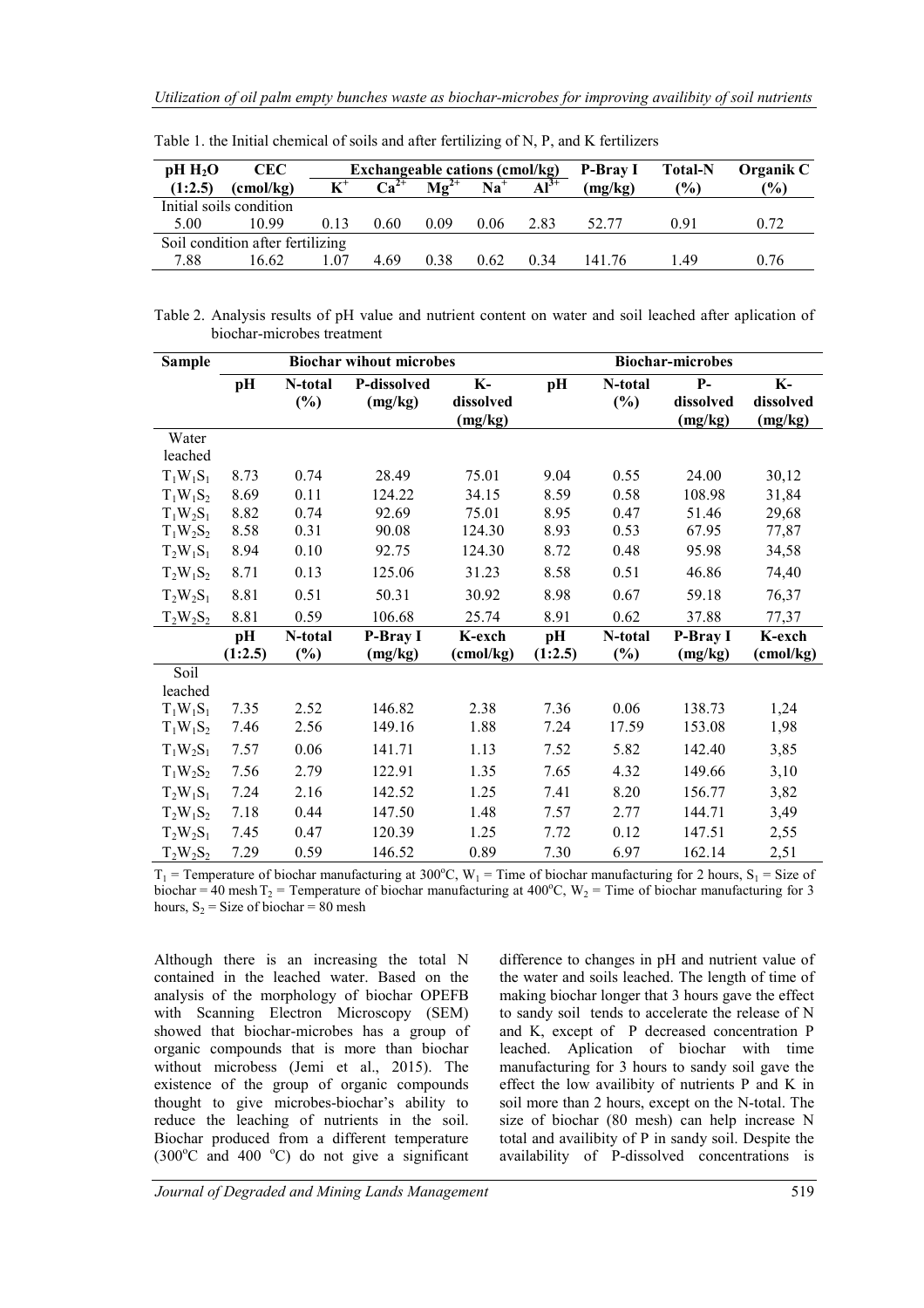Table 1. the Initial chemical of soils and after fertilizing of N, P, and K fertilizers

| pH $H_2O$ (1:2.5) | CEC (cmol/kg) | Exchangeable cations (cmol/kg) | | | | | P-Bray I (mg/kg) | Total-N (%) | Organik C (%) |
|---|---|---|---|---|---|---|---|---|---|
| | | $K^+$ | $Ca^{2+}$ | $Mg^{2+}$ | $Na^+$ | $Al^{3+}$ | | | |
| Initial soils condition | | | | | | | | | |
| 5.00 | 10.99 | 0.13 | 0.60 | 0.09 | 0.06 | 2.83 | 52.77 | 0.91 | 0.72 |
| Soil condition after fertilizing | | | | | | | | | |
| 7.88 | 16.62 | 1.07 | 4.69 | 0.38 | 0.62 | 0.34 | 141.76 | 1.49 | 0.76 |

Table 2. Analysis results of pH value and nutrient content on water and soil leached after aplication of biochar-microbes treatment

| Sample | Biochar wihout microbes | | | | Biochar-microbes | | | |
|---|---|---|---|---|---|---|---|---|
| | pH | N-total (%) | P-dissolved (mg/kg) | K-dissolved (mg/kg) | pH | N-total (%) | P-dissolved (mg/kg) | K-dissolved (mg/kg) |
| Water leached | | | | | | | | |
| $T_1W_1S_1$ | 8.73 | 0.74 | 28.49 | 75.01 | 9.04 | 0.55 | 24.00 | 30,12 |
| $T_1W_1S_2$ | 8.69 | 0.11 | 124.22 | 34.15 | 8.59 | 0.58 | 108.98 | 31,84 |
| $T_1W_2S_1$ | 8.82 | 0.74 | 92.69 | 75.01 | 8.95 | 0.47 | 51.46 | 29,68 |
| $T_1W_2S_2$ | 8.58 | 0.31 | 90.08 | 124.30 | 8.93 | 0.53 | 67.95 | 77,87 |
| $T_2W_1S_1$ | 8.94 | 0.10 | 92.75 | 124.30 | 8.72 | 0.48 | 95.98 | 34,58 |
| $T_2W_1S_2$ | 8.71 | 0.13 | 125.06 | 31.23 | 8.58 | 0.51 | 46.86 | 74,40 |
| $T_2W_2S_1$ | 8.81 | 0.51 | 50.31 | 30.92 | 8.98 | 0.67 | 59.18 | 76,37 |
| $T_2W_2S_2$ | 8.81 | 0.59 | 106.68 | 25.74 | 8.91 | 0.62 | 37.88 | 77,37 |
| | pH (1:2.5) | N-total (%) | P-Bray I (mg/kg) | K-exch (cmol/kg) | pH (1:2.5) | N-total (%) | P-Bray I (mg/kg) | K-exch (cmol/kg) |
| Soil leached | | | | | | | | |
| $T_1W_1S_1$ | 7.35 | 2.52 | 146.82 | 2.38 | 7.36 | 0.06 | 138.73 | 1,24 |
| $T_1W_1S_2$ | 7.46 | 2.56 | 149.16 | 1.88 | 7.24 | 17.59 | 153.08 | 1,98 |
| $T_1W_2S_1$ | 7.57 | 0.06 | 141.71 | 1.13 | 7.52 | 5.82 | 142.40 | 3,85 |
| $T_1W_2S_2$ | 7.56 | 2.79 | 122.91 | 1.35 | 7.65 | 4.32 | 149.66 | 3,10 |
| $T_2W_1S_1$ | 7.24 | 2.16 | 142.52 | 1.25 | 7.41 | 8.20 | 156.77 | 3,82 |
| $T_2W_1S_2$ | 7.18 | 0.44 | 147.50 | 1.48 | 7.57 | 2.77 | 144.71 | 3,49 |
| $T_2W_2S_1$ | 7.45 | 0.47 | 120.39 | 1.25 | 7.72 | 0.12 | 147.51 | 2,55 |
| $T_2W_2S_2$ | 7.29 | 0.59 | 146.52 | 0.89 | 7.30 | 6.97 | 162.14 | 2,51 |

$T_1$ = Temperature of biochar manufacturing at 300°C, $W_1$ = Time of biochar manufacturing for 2 hours, $S_1$ = Size of biochar = 40 mesh $T_2$ = Temperature of biochar manufacturing at 400°C, $W_2$ = Time of biochar manufacturing for 3 hours, $S_2$ = Size of biochar = 80 mesh

Although there is an increasing the total N contained in the leached water. Based on the analysis of the morphology of biochar OPEFB with Scanning Electron Microscopy (SEM) showed that biochar-microbes has a group of organic compounds that is more than biochar without microbess (Jemi et al., 2015). The existence of the group of organic compounds thought to give microbes-biochar's ability to reduce the leaching of nutrients in the soil. Biochar produced from a different temperature (300°C and 400 °C) do not give a significant difference to changes in pH and nutrient value of the water and soils leached. The length of time of making biochar longer that 3 hours gave the effect to sandy soil tends to accelerate the release of N and K, except of P decreased concentration P leached. Aplication of biochar with time manufacturing for 3 hours to sandy soil gave the effect the low availibity of nutrients P and K in soil more than 2 hours, except on the N-total. The size of biochar (80 mesh) can help increase N total and availibity of P in sandy soil. Despite the availability of P-dissolved concentrations is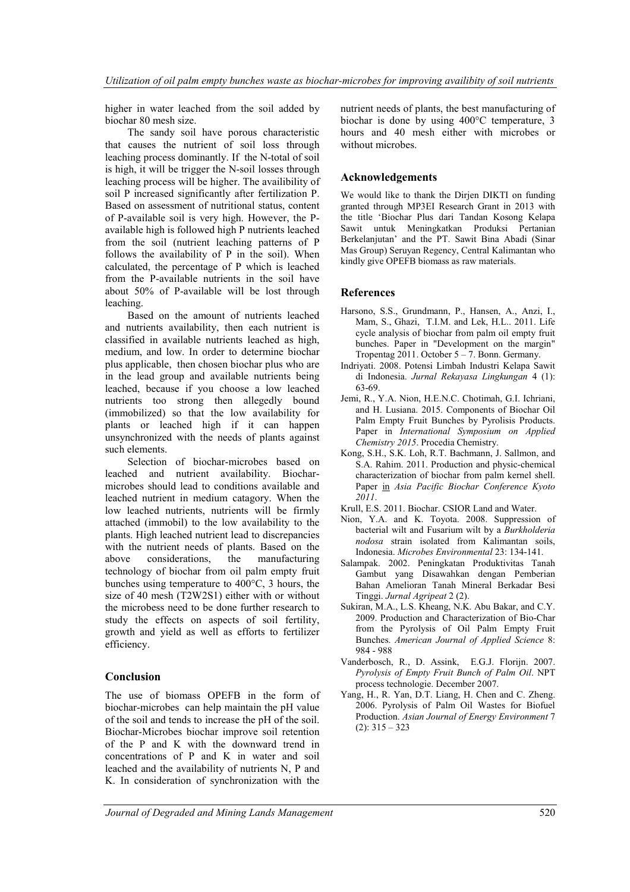higher in water leached from the soil added by biochar 80 mesh size.

The sandy soil have porous characteristic that causes the nutrient of soil loss through leaching process dominantly. If the N-total of soil is high, it will be trigger the N-soil losses through leaching process will be higher. The availibility of soil P increased significantly after fertilization P. Based on assessment of nutritional status, content of P-available soil is very high. However, the P-available high is followed high P nutrients leached from the soil (nutrient leaching patterns of P follows the availability of P in the soil). When calculated, the percentage of P which is leached from the P-available nutrients in the soil have about 50% of P-available will be lost through leaching.

Based on the amount of nutrients leached and nutrients availability, then each nutrient is classified in available nutrients leached as high, medium, and low. In order to determine biochar plus applicable, then chosen biochar plus who are in the lead group and available nutrients being leached, because if you choose a low leached nutrients too strong then allegedly bound (immobilized) so that the low availability for plants or leached high if it can happen unsynchronized with the needs of plants against such elements.

Selection of biochar-microbes based on leached and nutrient availability. Biochar-microbes should lead to conditions available and leached nutrient in medium catagory. When the low leached nutrients, nutrients will be firmly attached (immobil) to the low availability to the plants. High leached nutrient lead to discrepancies with the nutrient needs of plants. Based on the above considerations, the manufacturing technology of biochar from oil palm empty fruit bunches using temperature to 400°C, 3 hours, the size of 40 mesh (T2W2S1) either with or without the microbess need to be done further research to study the effects on aspects of soil fertility, growth and yield as well as efforts to fertilizer efficiency.

## Conclusion

The use of biomass OPEFB in the form of biochar-microbes can help maintain the pH value of the soil and tends to increase the pH of the soil. Biochar-Microbes biochar improve soil retention of the P and K with the downward trend in concentrations of P and K in water and soil leached and the availability of nutrients N, P and K. In consideration of synchronization with the nutrient needs of plants, the best manufacturing of biochar is done by using 400°C temperature, 3 hours and 40 mesh either with microbes or without microbes.

## Acknowledgements

We would like to thank the Dirjen DIKTI on funding granted through MP3EI Research Grant in 2013 with the title 'Biochar Plus dari Tandan Kosong Kelapa Sawit untuk Meningkatkan Produksi Pertanian Berkelanjutan' and the PT. Sawit Bina Abadi (Sinar Mas Group) Seruyan Regency, Central Kalimantan who kindly give OPEFB biomass as raw materials.

## References

Harsono, S.S., Grundmann, P., Hansen, A., Anzi, I., Mam, S., Ghazi, T.I.M. and Lek, H.L.. 2011. Life cycle analysis of biochar from palm oil empty fruit bunches. Paper in "Development on the margin" Tropentag 2011. October 5 – 7. Bonn. Germany.

Indriyati. 2008. Potensi Limbah Industri Kelapa Sawit di Indonesia. *Jurnal Rekayasa Lingkungan* 4 (1): 63-69.

Jemi, R., Y.A. Nion, H.E.N.C. Chotimah, G.I. Ichriani, and H. Lusiana. 2015. Components of Biochar Oil Palm Empty Fruit Bunches by Pyrolisis Products. Paper in *International Symposium on Applied Chemistry 2015*. Procedia Chemistry.

Kong, S.H., S.K. Loh, R.T. Bachmann, J. Sallmon, and S.A. Rahim. 2011. Production and physic-chemical characterization of biochar from palm kernel shell. Paper in *Asia Pacific Biochar Conference Kyoto 2011*.

Krull, E.S. 2011. Biochar. CSIOR Land and Water.

Nion, Y.A. and K. Toyota. 2008. Suppression of bacterial wilt and Fusarium wilt by a *Burkholderia nodosa* strain isolated from Kalimantan soils, Indonesia. *Microbes Environmental* 23: 134-141.

Salampak. 2002. Peningkatan Produktivitas Tanah Gambut yang Disawahkan dengan Pemberian Bahan Amelioran Tanah Mineral Berkadar Besi Tinggi. *Jurnal Agripeat* 2 (2).

Sukiran, M.A., L.S. Kheang, N.K. Abu Bakar, and C.Y. 2009. Production and Characterization of Bio-Char from the Pyrolysis of Oil Palm Empty Fruit Bunches. *American Journal of Applied Science* 8: 984 - 988

Vanderbosch, R., D. Assink, E.G.J. Florijn. 2007. *Pyrolysis of Empty Fruit Bunch of Palm Oil*. NPT process technologie. December 2007.

Yang, H., R. Yan, D.T. Liang, H. Chen and C. Zheng. 2006. Pyrolysis of Palm Oil Wastes for Biofuel Production. *Asian Journal of Energy Environment* 7 (2): 315 – 323